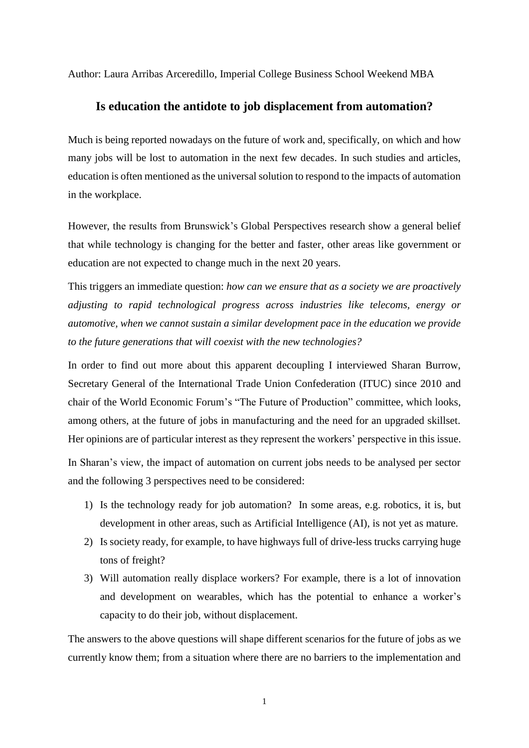Author: Laura Arribas Arceredillo, Imperial College Business School Weekend MBA

# Is education the antidote to job displacement from automation?

Much is being reported nowadays on the future of work and, specifically, on which and how many jobs will be lost to automation in the next few decades. In such studies and articles, education is often mentioned as the universal solution to respond to the impacts of automation in the workplace.

However, the results from Brunswick's Global Perspectives research show a general belief that while technology is changing for the better and faster, other areas like government or education are not expected to change much in the next 20 years.

This triggers an immediate question: *how can we ensure that as a society we are proactively adjusting to rapid technological progress across industries like telecoms, energy or automotive, when we cannot sustain a similar development pace in the education we provide to the future generations that will coexist with the new technologies?*

In order to find out more about this apparent decoupling I interviewed Sharan Burrow, Secretary General of the International Trade Union Confederation (ITUC) since 2010 and chair of the World Economic Forum's "The Future of Production" committee, which looks, among others, at the future of jobs in manufacturing and the need for an upgraded skillset. Her opinions are of particular interest as they represent the workers' perspective in this issue.

In Sharan's view, the impact of automation on current jobs needs to be analysed per sector and the following 3 perspectives need to be considered:

1) Is the technology ready for job automation? In some areas, e.g. robotics, it is, but development in other areas, such as Artificial Intelligence (AI), is not yet as mature.
2) Is society ready, for example, to have highways full of drive-less trucks carrying huge tons of freight?
3) Will automation really displace workers? For example, there is a lot of innovation and development on wearables, which has the potential to enhance a worker's capacity to do their job, without displacement.

The answers to the above questions will shape different scenarios for the future of jobs as we currently know them; from a situation where there are no barriers to the implementation and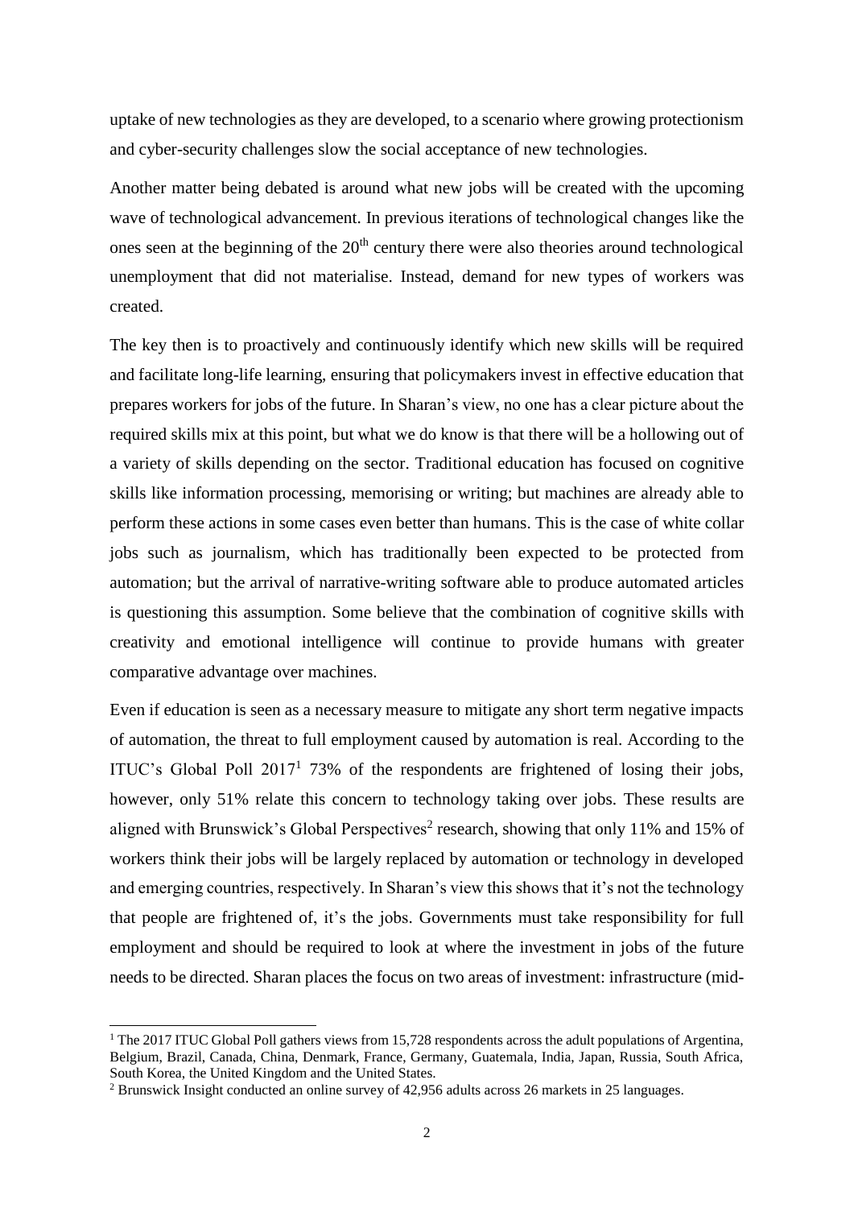uptake of new technologies as they are developed, to a scenario where growing protectionism and cyber-security challenges slow the social acceptance of new technologies.

Another matter being debated is around what new jobs will be created with the upcoming wave of technological advancement. In previous iterations of technological changes like the ones seen at the beginning of the 20th century there were also theories around technological unemployment that did not materialise. Instead, demand for new types of workers was created.

The key then is to proactively and continuously identify which new skills will be required and facilitate long-life learning, ensuring that policymakers invest in effective education that prepares workers for jobs of the future. In Sharan's view, no one has a clear picture about the required skills mix at this point, but what we do know is that there will be a hollowing out of a variety of skills depending on the sector. Traditional education has focused on cognitive skills like information processing, memorising or writing; but machines are already able to perform these actions in some cases even better than humans. This is the case of white collar jobs such as journalism, which has traditionally been expected to be protected from automation; but the arrival of narrative-writing software able to produce automated articles is questioning this assumption. Some believe that the combination of cognitive skills with creativity and emotional intelligence will continue to provide humans with greater comparative advantage over machines.

Even if education is seen as a necessary measure to mitigate any short term negative impacts of automation, the threat to full employment caused by automation is real. According to the ITUC's Global Poll 2017[1] 73% of the respondents are frightened of losing their jobs, however, only 51% relate this concern to technology taking over jobs. These results are aligned with Brunswick's Global Perspectives[2] research, showing that only 11% and 15% of workers think their jobs will be largely replaced by automation or technology in developed and emerging countries, respectively. In Sharan's view this shows that it's not the technology that people are frightened of, it's the jobs. Governments must take responsibility for full employment and should be required to look at where the investment in jobs of the future needs to be directed. Sharan places the focus on two areas of investment: infrastructure (mid-

[1] The 2017 ITUC Global Poll gathers views from 15,728 respondents across the adult populations of Argentina, Belgium, Brazil, Canada, China, Denmark, France, Germany, Guatemala, India, Japan, Russia, South Africa, South Korea, the United Kingdom and the United States.

[2] Brunswick Insight conducted an online survey of 42,956 adults across 26 markets in 25 languages.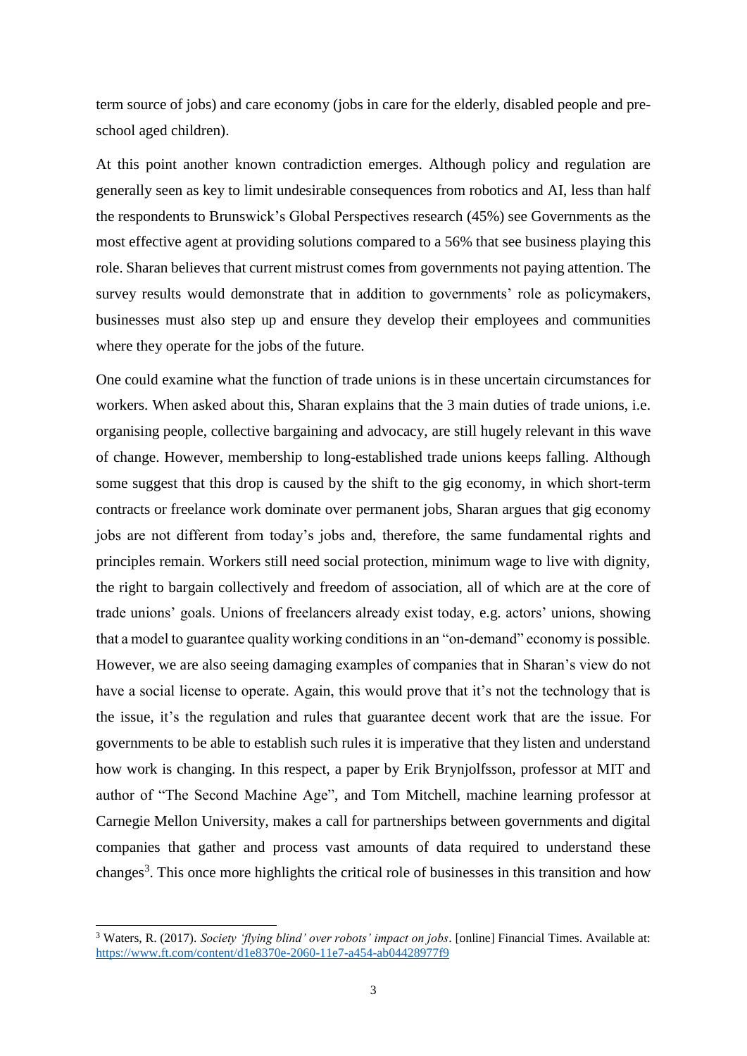term source of jobs) and care economy (jobs in care for the elderly, disabled people and pre-school aged children).

At this point another known contradiction emerges. Although policy and regulation are generally seen as key to limit undesirable consequences from robotics and AI, less than half the respondents to Brunswick's Global Perspectives research (45%) see Governments as the most effective agent at providing solutions compared to a 56% that see business playing this role. Sharan believes that current mistrust comes from governments not paying attention. The survey results would demonstrate that in addition to governments' role as policymakers, businesses must also step up and ensure they develop their employees and communities where they operate for the jobs of the future.

One could examine what the function of trade unions is in these uncertain circumstances for workers. When asked about this, Sharan explains that the 3 main duties of trade unions, i.e. organising people, collective bargaining and advocacy, are still hugely relevant in this wave of change. However, membership to long-established trade unions keeps falling. Although some suggest that this drop is caused by the shift to the gig economy, in which short-term contracts or freelance work dominate over permanent jobs, Sharan argues that gig economy jobs are not different from today's jobs and, therefore, the same fundamental rights and principles remain. Workers still need social protection, minimum wage to live with dignity, the right to bargain collectively and freedom of association, all of which are at the core of trade unions' goals. Unions of freelancers already exist today, e.g. actors' unions, showing that a model to guarantee quality working conditions in an "on-demand" economy is possible. However, we are also seeing damaging examples of companies that in Sharan's view do not have a social license to operate. Again, this would prove that it's not the technology that is the issue, it's the regulation and rules that guarantee decent work that are the issue. For governments to be able to establish such rules it is imperative that they listen and understand how work is changing. In this respect, a paper by Erik Brynjolfsson, professor at MIT and author of "The Second Machine Age", and Tom Mitchell, machine learning professor at Carnegie Mellon University, makes a call for partnerships between governments and digital companies that gather and process vast amounts of data required to understand these changes[3]. This once more highlights the critical role of businesses in this transition and how

[3] Waters, R. (2017). *Society 'flying blind' over robots' impact on jobs*. [online] Financial Times. Available at: https://www.ft.com/content/d1e8370e-2060-11e7-a454-ab04428977f9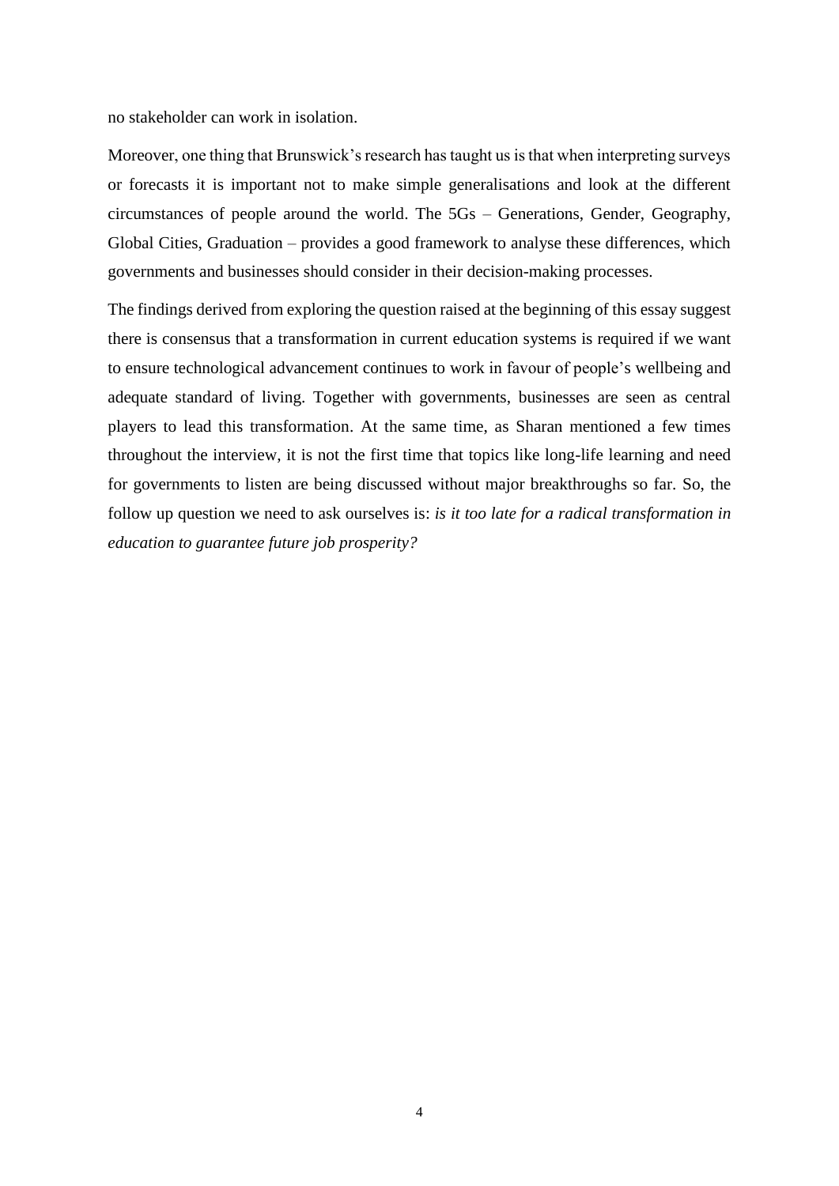no stakeholder can work in isolation.

Moreover, one thing that Brunswick's research has taught us is that when interpreting surveys or forecasts it is important not to make simple generalisations and look at the different circumstances of people around the world. The 5Gs – Generations, Gender, Geography, Global Cities, Graduation – provides a good framework to analyse these differences, which governments and businesses should consider in their decision-making processes.

The findings derived from exploring the question raised at the beginning of this essay suggest there is consensus that a transformation in current education systems is required if we want to ensure technological advancement continues to work in favour of people's wellbeing and adequate standard of living. Together with governments, businesses are seen as central players to lead this transformation. At the same time, as Sharan mentioned a few times throughout the interview, it is not the first time that topics like long-life learning and need for governments to listen are being discussed without major breakthroughs so far. So, the follow up question we need to ask ourselves is: *is it too late for a radical transformation in education to guarantee future job prosperity?*